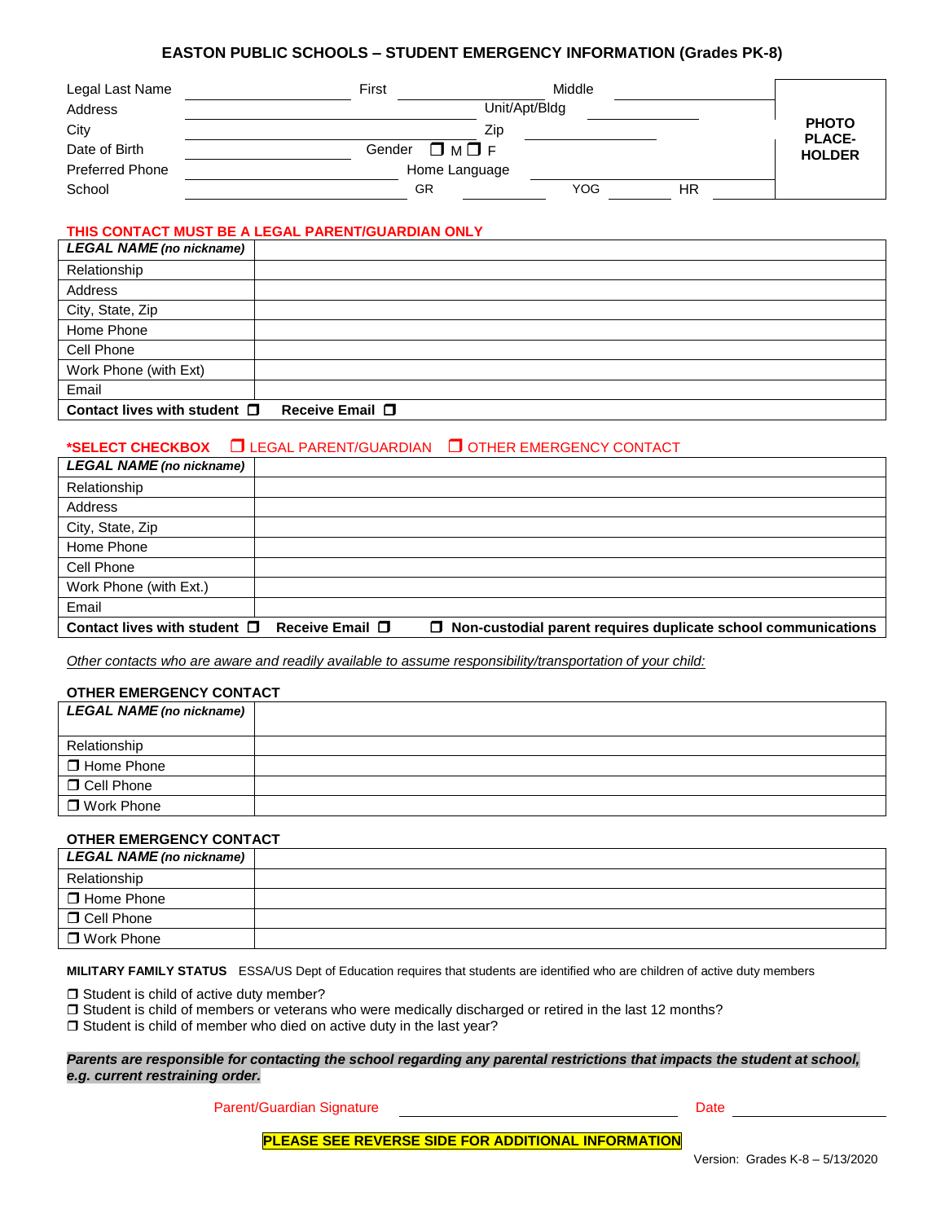## EASTON PUBLIC SCHOOLS – STUDENT EMERGENCY INFORMATION (Grades PK-8)

| | | | | | | |
|---|---|---|---|---|---|---|
| Legal Last Name | | First | | Middle | | **PHOTO PLACE-HOLDER** |
| Address | | Unit/Apt/Bldg | | | | |
| City | | Zip | | | | |
| Date of Birth | | Gender ❐ M ❐ F | | | | |
| Preferred Phone | | Home Language | | | | |
| School | | GR | | YOG | HR | |

**THIS CONTACT MUST BE A LEGAL PARENT/GUARDIAN ONLY**

| ***LEGAL NAME** (no nickname)* | |
|---|---|
| Relationship | |
| Address | |
| City, State, Zip | |
| Home Phone | |
| Cell Phone | |
| Work Phone (with Ext) | |
| Email | |
| **Contact lives with student** ❐ | **Receive Email** ❐ |

**\*SELECT CHECKBOX** ❐ LEGAL PARENT/GUARDIAN ❐ OTHER EMERGENCY CONTACT

| ***LEGAL NAME** (no nickname)* | |
|---|---|
| Relationship | |
| Address | |
| City, State, Zip | |
| Home Phone | |
| Cell Phone | |
| Work Phone (with Ext.) | |
| Email | |
| **Contact lives with student** ❐ | **Receive Email** ❐ ❐ **Non-custodial parent requires duplicate school communications** |

*Other contacts who are aware and readily available to assume responsibility/transportation of your child:*

**OTHER EMERGENCY CONTACT**

| ***LEGAL NAME** (no nickname)* | |
|---|---|
| Relationship | |
| ❐ Home Phone | |
| ❐ Cell Phone | |
| ❐ Work Phone | |

**OTHER EMERGENCY CONTACT**

| ***LEGAL NAME** (no nickname)* | |
|---|---|
| Relationship | |
| ❐ Home Phone | |
| ❐ Cell Phone | |
| ❐ Work Phone | |

**MILITARY FAMILY STATUS** ESSA/US Dept of Education requires that students are identified who are children of active duty members

❐ Student is child of active duty member?
❐ Student is child of members or veterans who were medically discharged or retired in the last 12 months?
❐ Student is child of member who died on active duty in the last year?

***Parents are responsible for contacting the school regarding any parental restrictions that impacts the student at school, e.g. current restraining order.***

Parent/Guardian Signature ____________________ Date __________

**PLEASE SEE REVERSE SIDE FOR ADDITIONAL INFORMATION**

Version: Grades K-8 – 5/13/2020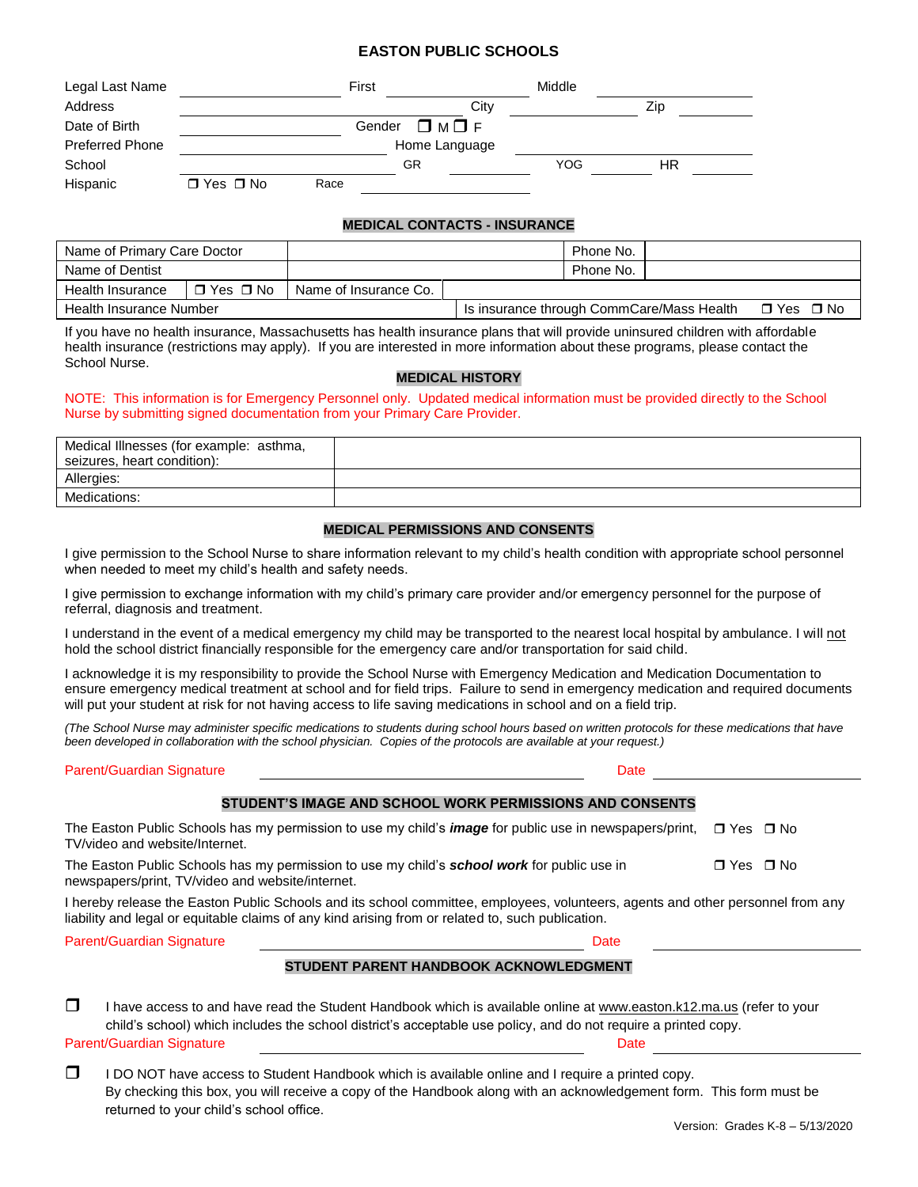# EASTON PUBLIC SCHOOLS

Legal Last Name ____________ First ____________ Middle ____________

Address ____________ City ____________ Zip ____________

Date of Birth ____________ Gender ❒ M ❒ F

Preferred Phone ____________ Home Language ____________

School ____________ GR ____________ YOG ____________ HR ____________

Hispanic ❒ Yes ❒ No Race ____________

## MEDICAL CONTACTS - INSURANCE

| | | | | |
|---|---|---|---|---|
| Name of Primary Care Doctor | | | Phone No. | |
| Name of Dentist | | | Phone No. | |
| Health Insurance | ❒ Yes ❒ No | Name of Insurance Co. | | |
| Health Insurance Number | | Is insurance through CommCare/Mass Health | | ❒ Yes ❒ No |

If you have no health insurance, Massachusetts has health insurance plans that will provide uninsured children with affordable health insurance (restrictions may apply). If you are interested in more information about these programs, please contact the School Nurse.

## MEDICAL HISTORY

NOTE: This information is for Emergency Personnel only. Updated medical information must be provided directly to the School Nurse by submitting signed documentation from your Primary Care Provider.

| | |
|---|---|
| Medical Illnesses (for example: asthma, seizures, heart condition): | |
| Allergies: | |
| Medications: | |

## MEDICAL PERMISSIONS AND CONSENTS

I give permission to the School Nurse to share information relevant to my child's health condition with appropriate school personnel when needed to meet my child's health and safety needs.

I give permission to exchange information with my child's primary care provider and/or emergency personnel for the purpose of referral, diagnosis and treatment.

I understand in the event of a medical emergency my child may be transported to the nearest local hospital by ambulance. I will not hold the school district financially responsible for the emergency care and/or transportation for said child.

I acknowledge it is my responsibility to provide the School Nurse with Emergency Medication and Medication Documentation to ensure emergency medical treatment at school and for field trips. Failure to send in emergency medication and required documents will put your student at risk for not having access to life saving medications in school and on a field trip.

*(The School Nurse may administer specific medications to students during school hours based on written protocols for these medications that have been developed in collaboration with the school physician. Copies of the protocols are available at your request.)*

Parent/Guardian Signature ____________________ Date ____________

## STUDENT'S IMAGE AND SCHOOL WORK PERMISSIONS AND CONSENTS

The Easton Public Schools has my permission to use my child's ***image*** for public use in newspapers/print, TV/video and website/Internet. ❒ Yes ❒ No

The Easton Public Schools has my permission to use my child's ***school work*** for public use in newspapers/print, TV/video and website/internet. ❒ Yes ❒ No

I hereby release the Easton Public Schools and its school committee, employees, volunteers, agents and other personnel from any liability and legal or equitable claims of any kind arising from or related to, such publication.

Parent/Guardian Signature ____________________ Date ____________

## STUDENT PARENT HANDBOOK ACKNOWLEDGMENT

❒ I have access to and have read the Student Handbook which is available online at www.easton.k12.ma.us (refer to your child's school) which includes the school district's acceptable use policy, and do not require a printed copy.

Parent/Guardian Signature ____________________ Date ____________

❒ I DO NOT have access to Student Handbook which is available online and I require a printed copy. By checking this box, you will receive a copy of the Handbook along with an acknowledgement form. This form must be returned to your child's school office.

Version: Grades K-8 – 5/13/2020